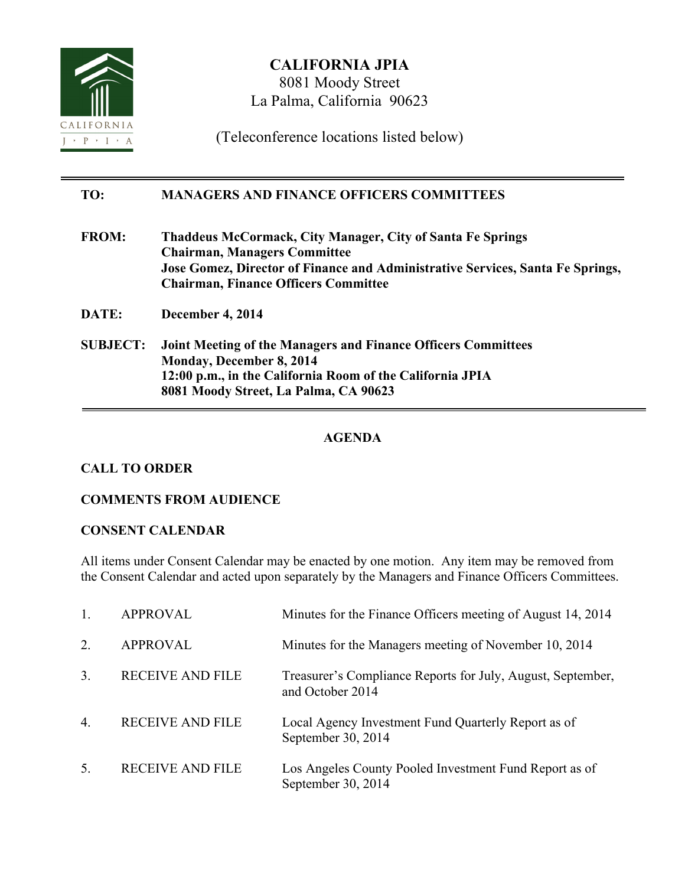# CALIFORNIA JPIA

8081 Moody Street
La Palma, California 90623

(Teleconference locations listed below)

---

**TO:** **MANAGERS AND FINANCE OFFICERS COMMITTEES**

**FROM:** **Thaddeus McCormack, City Manager, City of Santa Fe Springs**
**Chairman, Managers Committee**
**Jose Gomez, Director of Finance and Administrative Services, Santa Fe Springs,**
**Chairman, Finance Officers Committee**

**DATE:** **December 4, 2014**

**SUBJECT:** **Joint Meeting of the Managers and Finance Officers Committees**
**Monday, December 8, 2014**
**12:00 p.m., in the California Room of the California JPIA**
**8081 Moody Street, La Palma, CA 90623**

---

## AGENDA

### CALL TO ORDER

### COMMENTS FROM AUDIENCE

### CONSENT CALENDAR

All items under Consent Calendar may be enacted by one motion. Any item may be removed from the Consent Calendar and acted upon separately by the Managers and Finance Officers Committees.

1. APPROVAL — Minutes for the Finance Officers meeting of August 14, 2014
2. APPROVAL — Minutes for the Managers meeting of November 10, 2014
3. RECEIVE AND FILE — Treasurer's Compliance Reports for July, August, September, and October 2014
4. RECEIVE AND FILE — Local Agency Investment Fund Quarterly Report as of September 30, 2014
5. RECEIVE AND FILE — Los Angeles County Pooled Investment Fund Report as of September 30, 2014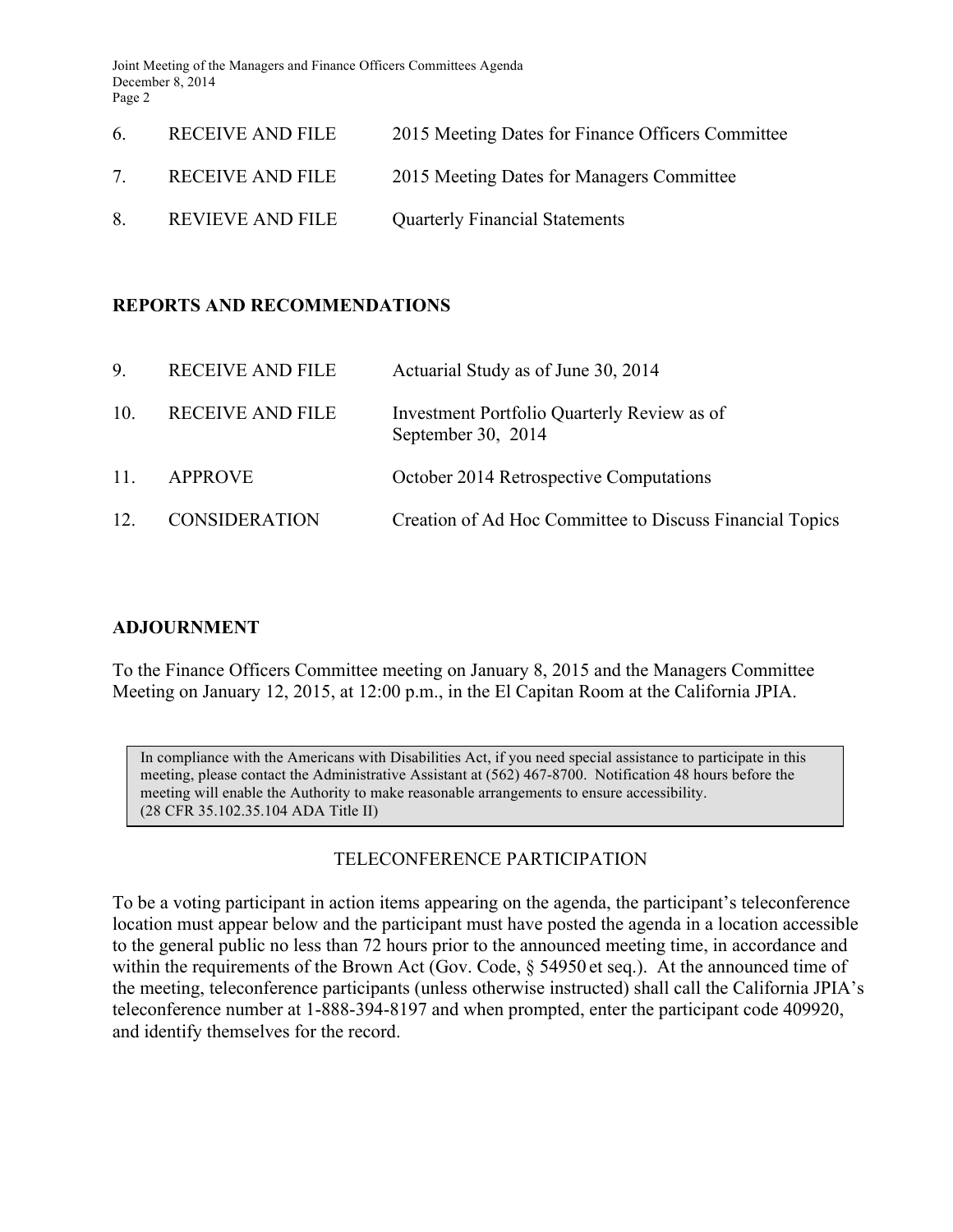| | | |
|---|---|---|
| 6. | RECEIVE AND FILE | 2015 Meeting Dates for Finance Officers Committee |
| 7. | RECEIVE AND FILE | 2015 Meeting Dates for Managers Committee |
| 8. | REVIEVE AND FILE | Quarterly Financial Statements |

**REPORTS AND RECOMMENDATIONS**

| | | |
|---|---|---|
| 9. | RECEIVE AND FILE | Actuarial Study as of June 30, 2014 |
| 10. | RECEIVE AND FILE | Investment Portfolio Quarterly Review as of September 30, 2014 |
| 11. | APPROVE | October 2014 Retrospective Computations |
| 12. | CONSIDERATION | Creation of Ad Hoc Committee to Discuss Financial Topics |

**ADJOURNMENT**

To the Finance Officers Committee meeting on January 8, 2015 and the Managers Committee Meeting on January 12, 2015, at 12:00 p.m., in the El Capitan Room at the California JPIA.

> In compliance with the Americans with Disabilities Act, if you need special assistance to participate in this meeting, please contact the Administrative Assistant at (562) 467-8700. Notification 48 hours before the meeting will enable the Authority to make reasonable arrangements to ensure accessibility. (28 CFR 35.102.35.104 ADA Title II)

TELECONFERENCE PARTICIPATION

To be a voting participant in action items appearing on the agenda, the participant's teleconference location must appear below and the participant must have posted the agenda in a location accessible to the general public no less than 72 hours prior to the announced meeting time, in accordance and within the requirements of the Brown Act (Gov. Code, § 54950 et seq.). At the announced time of the meeting, teleconference participants (unless otherwise instructed) shall call the California JPIA's teleconference number at 1-888-394-8197 and when prompted, enter the participant code 409920, and identify themselves for the record.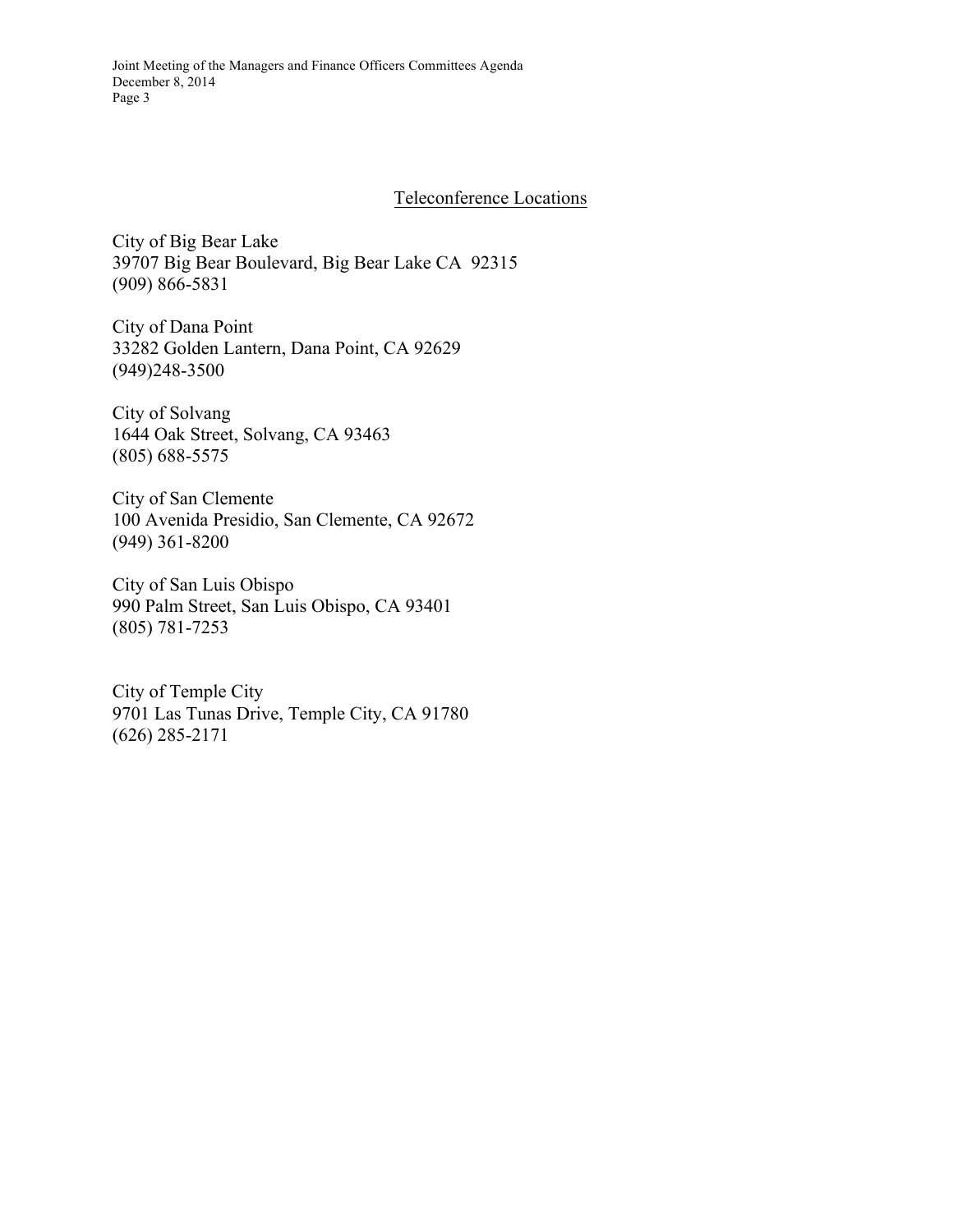## Teleconference Locations

City of Big Bear Lake
39707 Big Bear Boulevard, Big Bear Lake CA  92315
(909) 866-5831

City of Dana Point
33282 Golden Lantern, Dana Point, CA 92629
(949)248-3500

City of Solvang
1644 Oak Street, Solvang, CA 93463
(805) 688-5575

City of San Clemente
100 Avenida Presidio, San Clemente, CA 92672
(949) 361-8200

City of San Luis Obispo
990 Palm Street, San Luis Obispo, CA 93401
(805) 781-7253

City of Temple City
9701 Las Tunas Drive, Temple City, CA 91780
(626) 285-2171